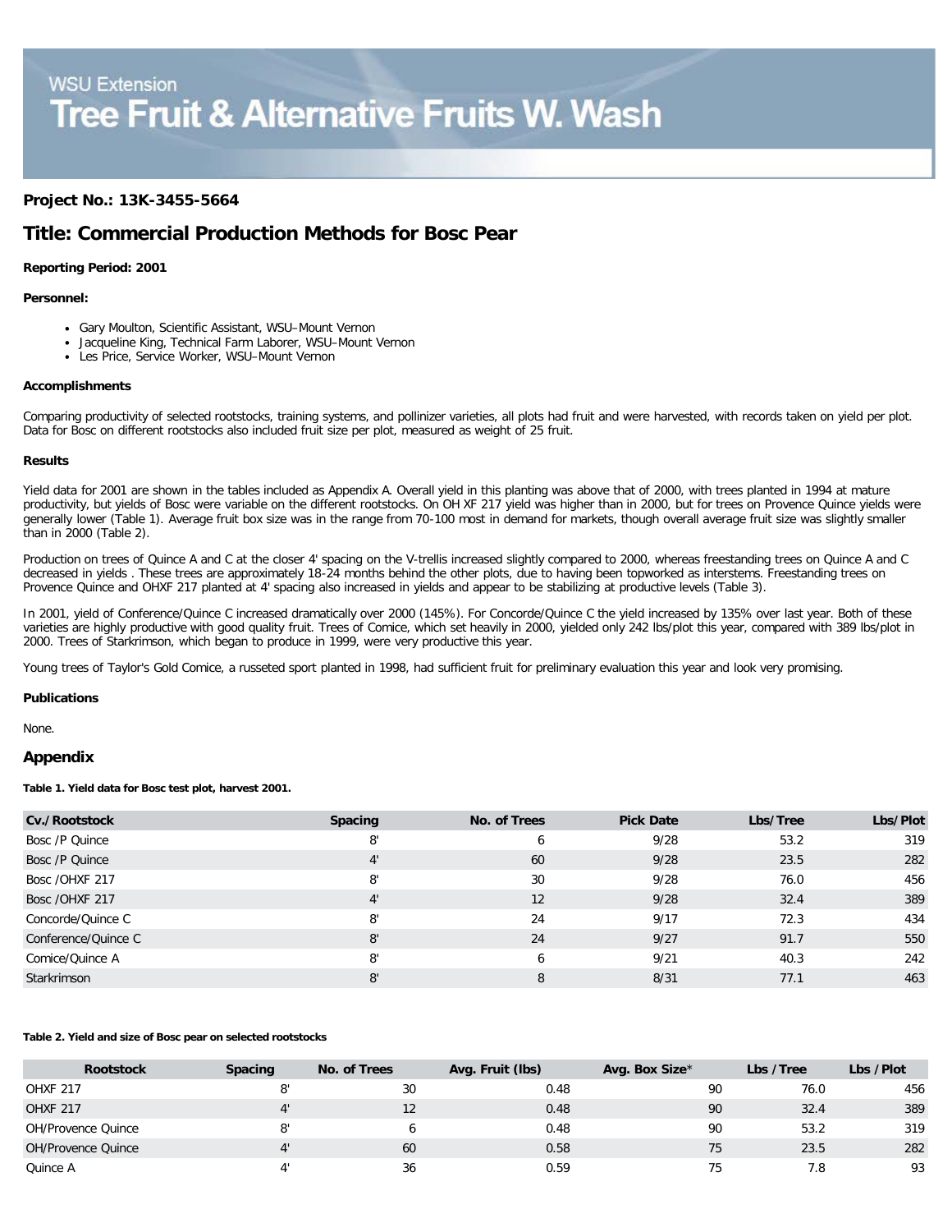WSU Extension

# Tree Fruit & Alternative Fruits W. Wash

**Project No.: 13K-3455-5664**

## Title: Commercial Production Methods for Bosc Pear

**Reporting Period: 2001**

**Personnel:**

- Gary Moulton, Scientific Assistant, WSU–Mount Vernon
- Jacqueline King, Technical Farm Laborer, WSU–Mount Vernon
- Les Price, Service Worker, WSU–Mount Vernon

**Accomplishments**

Comparing productivity of selected rootstocks, training systems, and pollinizer varieties, all plots had fruit and were harvested, with records taken on yield per plot. Data for Bosc on different rootstocks also included fruit size per plot, measured as weight of 25 fruit.

**Results**

Yield data for 2001 are shown in the tables included as Appendix A. Overall yield in this planting was above that of 2000, with trees planted in 1994 at mature productivity, but yields of Bosc were variable on the different rootstocks. On OH XF 217 yield was higher than in 2000, but for trees on Provence Quince yields were generally lower (Table 1). Average fruit box size was in the range from 70-100 most in demand for markets, though overall average fruit size was slightly smaller than in 2000 (Table 2).

Production on trees of Quince A and C at the closer 4' spacing on the V-trellis increased slightly compared to 2000, whereas freestanding trees on Quince A and C decreased in yields . These trees are approximately 18-24 months behind the other plots, due to having been topworked as interstems. Freestanding trees on Provence Quince and OHXF 217 planted at 4' spacing also increased in yields and appear to be stabilizing at productive levels (Table 3).

In 2001, yield of Conference/Quince C increased dramatically over 2000 (145%). For Concorde/Quince C the yield increased by 135% over last year. Both of these varieties are highly productive with good quality fruit. Trees of Comice, which set heavily in 2000, yielded only 242 lbs/plot this year, compared with 389 lbs/plot in 2000. Trees of Starkrimson, which began to produce in 1999, were very productive this year.

Young trees of Taylor's Gold Comice, a russeted sport planted in 1998, had sufficient fruit for preliminary evaluation this year and look very promising.

**Publications**

None.

## Appendix

**Table 1. Yield data for Bosc test plot, harvest 2001.**

| Cv./Rootstock | Spacing | No. of Trees | Pick Date | Lbs/Tree | Lbs/Plot |
|---|---|---|---|---|---|
| Bosc /P Quince | 8' | 6 | 9/28 | 53.2 | 319 |
| Bosc /P Quince | 4' | 60 | 9/28 | 23.5 | 282 |
| Bosc /OHXF 217 | 8' | 30 | 9/28 | 76.0 | 456 |
| Bosc /OHXF 217 | 4' | 12 | 9/28 | 32.4 | 389 |
| Concorde/Quince C | 8' | 24 | 9/17 | 72.3 | 434 |
| Conference/Quince C | 8' | 24 | 9/27 | 91.7 | 550 |
| Comice/Quince A | 8' | 6 | 9/21 | 40.3 | 242 |
| Starkrimson | 8' | 8 | 8/31 | 77.1 | 463 |

**Table 2. Yield and size of Bosc pear on selected rootstocks**

| Rootstock | Spacing | No. of Trees | Avg. Fruit (lbs) | Avg. Box Size* | Lbs / Tree | Lbs / Plot |
|---|---|---|---|---|---|---|
| OHXF 217 | 8' | 30 | 0.48 | 90 | 76.0 | 456 |
| OHXF 217 | 4' | 12 | 0.48 | 90 | 32.4 | 389 |
| OH/Provence Quince | 8' | 6 | 0.48 | 90 | 53.2 | 319 |
| OH/Provence Quince | 4' | 60 | 0.58 | 75 | 23.5 | 282 |
| Quince A | 4' | 36 | 0.59 | 75 | 7.8 | 93 |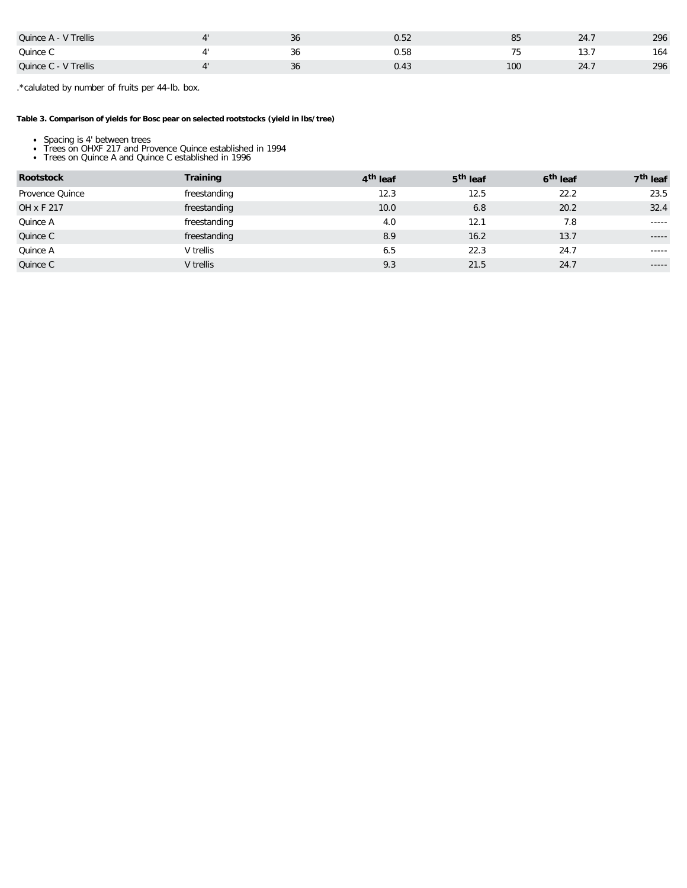| | | | | | | |
|---|---|---|---|---|---|---|
| Quince A - V Trellis | 4' | 36 | 0.52 | 85 | 24.7 | 296 |
| Quince C | 4' | 36 | 0.58 | 75 | 13.7 | 164 |
| Quince C - V Trellis | 4' | 36 | 0.43 | 100 | 24.7 | 296 |

.*calulated by number of fruits per 44-lb. box.

**Table 3. Comparison of yields for Bosc pear on selected rootstocks (yield in lbs/tree)**

- Spacing is 4' between trees
- Trees on OHXF 217 and Provence Quince established in 1994
- Trees on Quince A and Quince C established in 1996

| Rootstock | Training | 4th leaf | 5th leaf | 6th leaf | 7th leaf |
|---|---|---|---|---|---|
| Provence Quince | freestanding | 12.3 | 12.5 | 22.2 | 23.5 |
| OH x F 217 | freestanding | 10.0 | 6.8 | 20.2 | 32.4 |
| Quince A | freestanding | 4.0 | 12.1 | 7.8 | ----- |
| Quince C | freestanding | 8.9 | 16.2 | 13.7 | ----- |
| Quince A | V trellis | 6.5 | 22.3 | 24.7 | ----- |
| Quince C | V trellis | 9.3 | 21.5 | 24.7 | ----- |